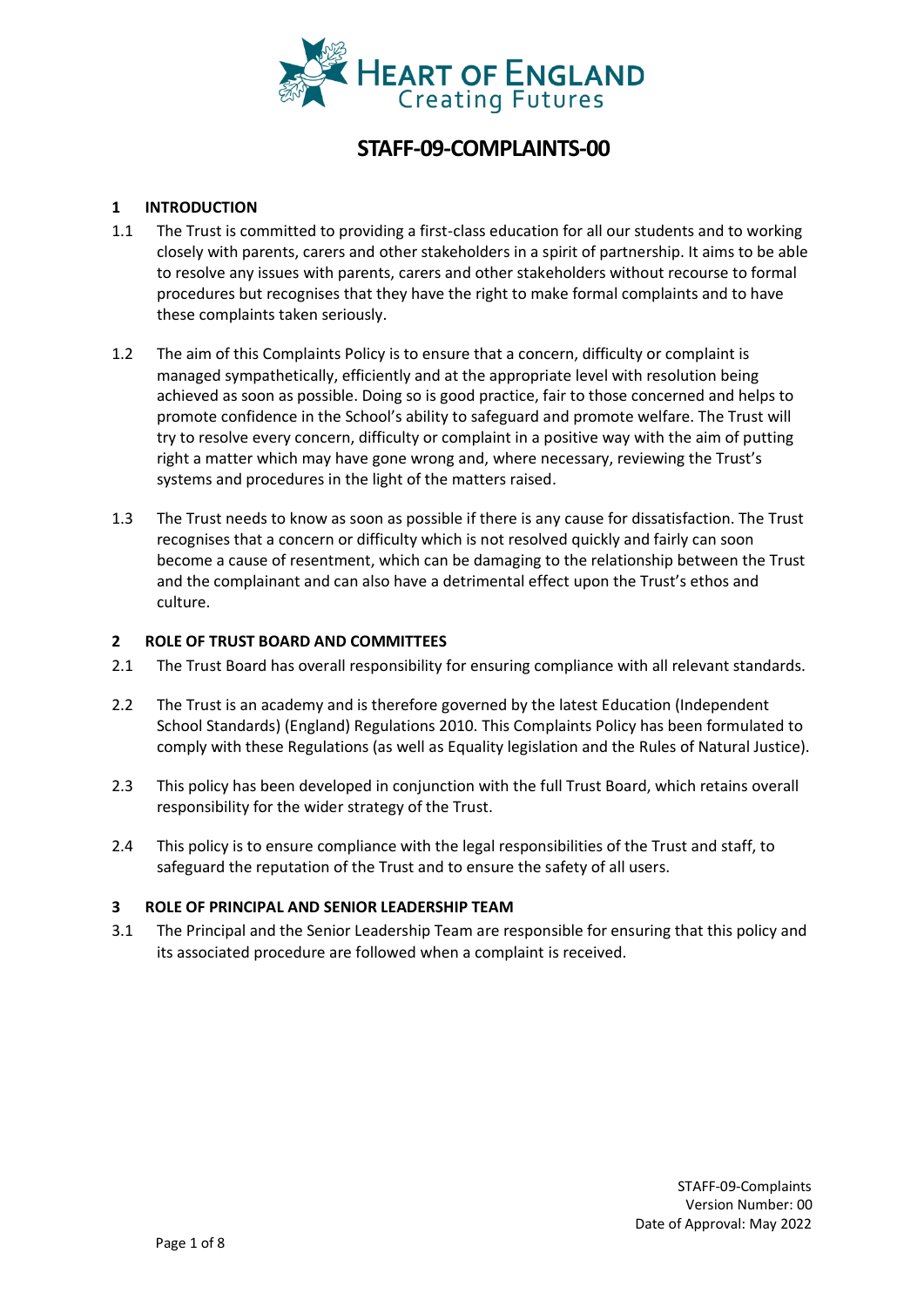# STAFF-09-COMPLAINTS-00

## 1 INTRODUCTION

1.1 The Trust is committed to providing a first-class education for all our students and to working closely with parents, carers and other stakeholders in a spirit of partnership. It aims to be able to resolve any issues with parents, carers and other stakeholders without recourse to formal procedures but recognises that they have the right to make formal complaints and to have these complaints taken seriously.

1.2 The aim of this Complaints Policy is to ensure that a concern, difficulty or complaint is managed sympathetically, efficiently and at the appropriate level with resolution being achieved as soon as possible. Doing so is good practice, fair to those concerned and helps to promote confidence in the School's ability to safeguard and promote welfare. The Trust will try to resolve every concern, difficulty or complaint in a positive way with the aim of putting right a matter which may have gone wrong and, where necessary, reviewing the Trust's systems and procedures in the light of the matters raised.

1.3 The Trust needs to know as soon as possible if there is any cause for dissatisfaction. The Trust recognises that a concern or difficulty which is not resolved quickly and fairly can soon become a cause of resentment, which can be damaging to the relationship between the Trust and the complainant and can also have a detrimental effect upon the Trust's ethos and culture.

## 2 ROLE OF TRUST BOARD AND COMMITTEES

2.1 The Trust Board has overall responsibility for ensuring compliance with all relevant standards.

2.2 The Trust is an academy and is therefore governed by the latest Education (Independent School Standards) (England) Regulations 2010. This Complaints Policy has been formulated to comply with these Regulations (as well as Equality legislation and the Rules of Natural Justice).

2.3 This policy has been developed in conjunction with the full Trust Board, which retains overall responsibility for the wider strategy of the Trust.

2.4 This policy is to ensure compliance with the legal responsibilities of the Trust and staff, to safeguard the reputation of the Trust and to ensure the safety of all users.

## 3 ROLE OF PRINCIPAL AND SENIOR LEADERSHIP TEAM

3.1 The Principal and the Senior Leadership Team are responsible for ensuring that this policy and its associated procedure are followed when a complaint is received.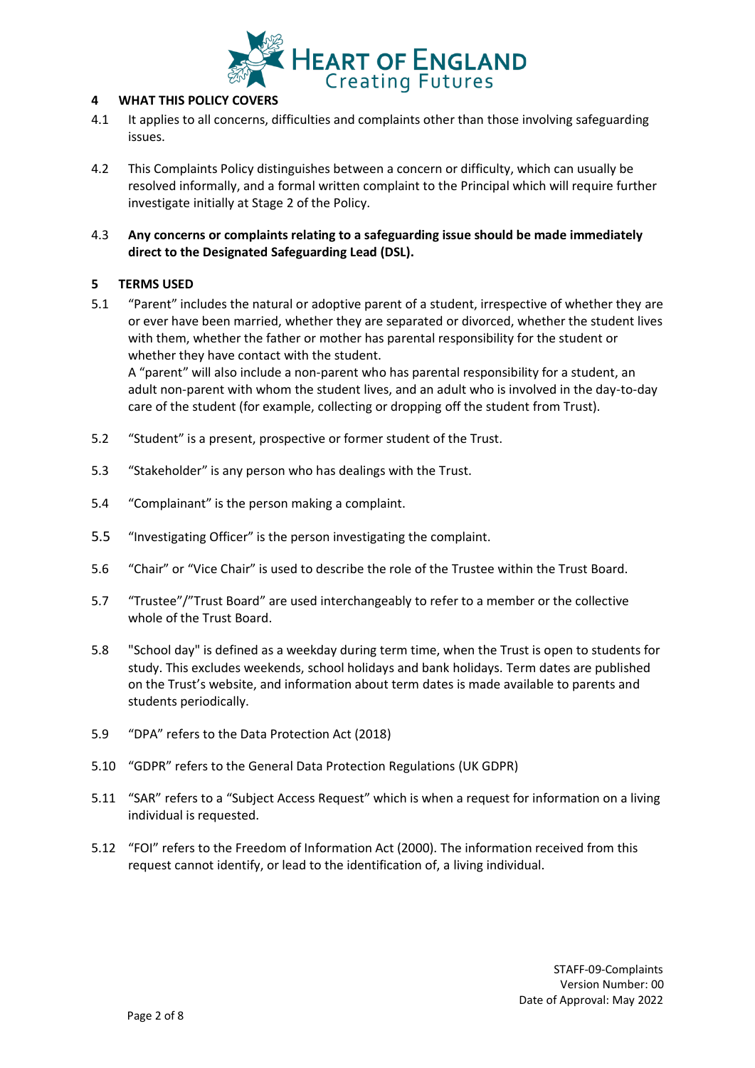## 4 WHAT THIS POLICY COVERS

4.1 It applies to all concerns, difficulties and complaints other than those involving safeguarding issues.

4.2 This Complaints Policy distinguishes between a concern or difficulty, which can usually be resolved informally, and a formal written complaint to the Principal which will require further investigate initially at Stage 2 of the Policy.

4.3 **Any concerns or complaints relating to a safeguarding issue should be made immediately direct to the Designated Safeguarding Lead (DSL).**

## 5 TERMS USED

5.1 "Parent" includes the natural or adoptive parent of a student, irrespective of whether they are or ever have been married, whether they are separated or divorced, whether the student lives with them, whether the father or mother has parental responsibility for the student or whether they have contact with the student.
A "parent" will also include a non-parent who has parental responsibility for a student, an adult non-parent with whom the student lives, and an adult who is involved in the day-to-day care of the student (for example, collecting or dropping off the student from Trust).

5.2 "Student" is a present, prospective or former student of the Trust.

5.3 "Stakeholder" is any person who has dealings with the Trust.

5.4 "Complainant" is the person making a complaint.

5.5 "Investigating Officer" is the person investigating the complaint.

5.6 "Chair" or "Vice Chair" is used to describe the role of the Trustee within the Trust Board.

5.7 "Trustee"/"Trust Board" are used interchangeably to refer to a member or the collective whole of the Trust Board.

5.8 "School day" is defined as a weekday during term time, when the Trust is open to students for study. This excludes weekends, school holidays and bank holidays. Term dates are published on the Trust's website, and information about term dates is made available to parents and students periodically.

5.9 "DPA" refers to the Data Protection Act (2018)

5.10 "GDPR" refers to the General Data Protection Regulations (UK GDPR)

5.11 "SAR" refers to a "Subject Access Request" which is when a request for information on a living individual is requested.

5.12 "FOI" refers to the Freedom of Information Act (2000). The information received from this request cannot identify, or lead to the identification of, a living individual.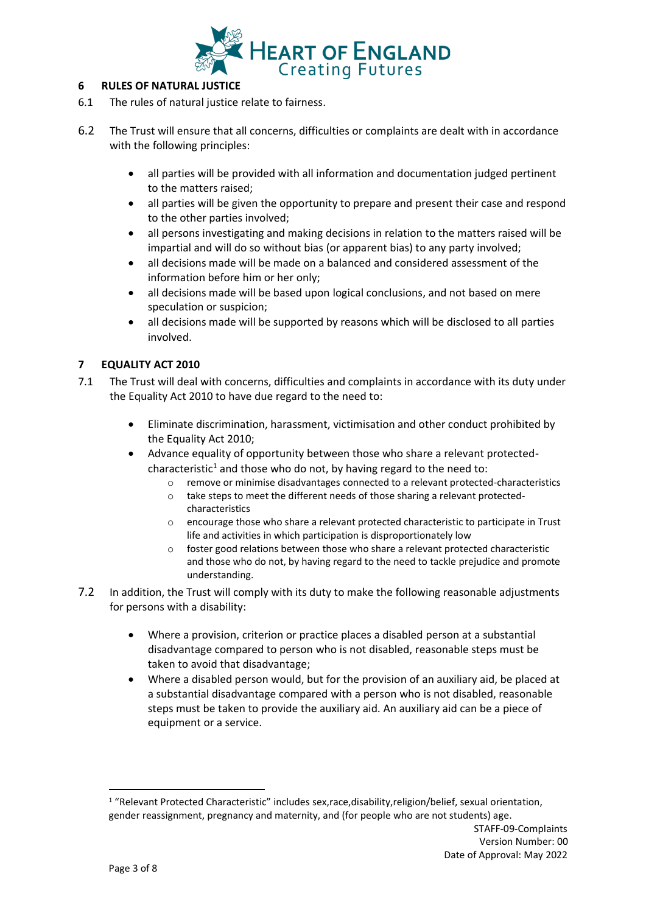## 6 RULES OF NATURAL JUSTICE

6.1 The rules of natural justice relate to fairness.

6.2 The Trust will ensure that all concerns, difficulties or complaints are dealt with in accordance with the following principles:

- all parties will be provided with all information and documentation judged pertinent to the matters raised;
- all parties will be given the opportunity to prepare and present their case and respond to the other parties involved;
- all persons investigating and making decisions in relation to the matters raised will be impartial and will do so without bias (or apparent bias) to any party involved;
- all decisions made will be made on a balanced and considered assessment of the information before him or her only;
- all decisions made will be based upon logical conclusions, and not based on mere speculation or suspicion;
- all decisions made will be supported by reasons which will be disclosed to all parties involved.

## 7 EQUALITY ACT 2010

7.1 The Trust will deal with concerns, difficulties and complaints in accordance with its duty under the Equality Act 2010 to have due regard to the need to:

- Eliminate discrimination, harassment, victimisation and other conduct prohibited by the Equality Act 2010;
- Advance equality of opportunity between those who share a relevant protected-characteristic[1] and those who do not, by having regard to the need to:
  - remove or minimise disadvantages connected to a relevant protected-characteristics
  - take steps to meet the different needs of those sharing a relevant protected-characteristics
  - encourage those who share a relevant protected characteristic to participate in Trust life and activities in which participation is disproportionately low
  - foster good relations between those who share a relevant protected characteristic and those who do not, by having regard to the need to tackle prejudice and promote understanding.

7.2 In addition, the Trust will comply with its duty to make the following reasonable adjustments for persons with a disability:

- Where a provision, criterion or practice places a disabled person at a substantial disadvantage compared to person who is not disabled, reasonable steps must be taken to avoid that disadvantage;
- Where a disabled person would, but for the provision of an auxiliary aid, be placed at a substantial disadvantage compared with a person who is not disabled, reasonable steps must be taken to provide the auxiliary aid. An auxiliary aid can be a piece of equipment or a service.

[1] "Relevant Protected Characteristic" includes sex,race,disability,religion/belief, sexual orientation, gender reassignment, pregnancy and maternity, and (for people who are not students) age.

STAFF-09-Complaints
Version Number: 00
Date of Approval: May 2022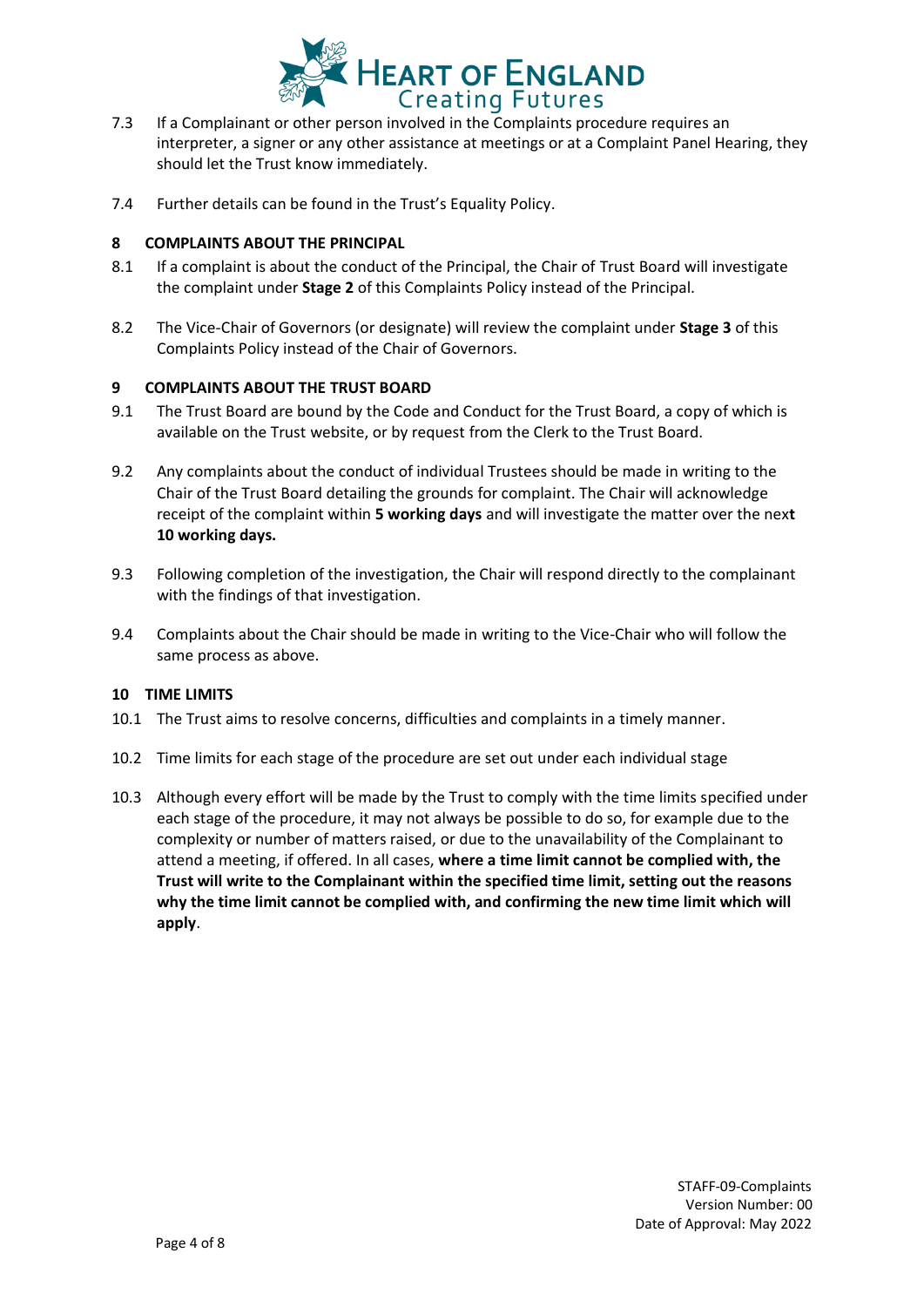7.3 If a Complainant or other person involved in the Complaints procedure requires an interpreter, a signer or any other assistance at meetings or at a Complaint Panel Hearing, they should let the Trust know immediately.

7.4 Further details can be found in the Trust's Equality Policy.

## 8 COMPLAINTS ABOUT THE PRINCIPAL

8.1 If a complaint is about the conduct of the Principal, the Chair of Trust Board will investigate the complaint under **Stage 2** of this Complaints Policy instead of the Principal.

8.2 The Vice-Chair of Governors (or designate) will review the complaint under **Stage 3** of this Complaints Policy instead of the Chair of Governors.

## 9 COMPLAINTS ABOUT THE TRUST BOARD

9.1 The Trust Board are bound by the Code and Conduct for the Trust Board, a copy of which is available on the Trust website, or by request from the Clerk to the Trust Board.

9.2 Any complaints about the conduct of individual Trustees should be made in writing to the Chair of the Trust Board detailing the grounds for complaint. The Chair will acknowledge receipt of the complaint within **5 working days** and will investigate the matter over the nex**t 10 working days.**

9.3 Following completion of the investigation, the Chair will respond directly to the complainant with the findings of that investigation.

9.4 Complaints about the Chair should be made in writing to the Vice-Chair who will follow the same process as above.

## 10 TIME LIMITS

10.1 The Trust aims to resolve concerns, difficulties and complaints in a timely manner.

10.2 Time limits for each stage of the procedure are set out under each individual stage

10.3 Although every effort will be made by the Trust to comply with the time limits specified under each stage of the procedure, it may not always be possible to do so, for example due to the complexity or number of matters raised, or due to the unavailability of the Complainant to attend a meeting, if offered. In all cases, **where a time limit cannot be complied with, the Trust will write to the Complainant within the specified time limit, setting out the reasons why the time limit cannot be complied with, and confirming the new time limit which will apply**.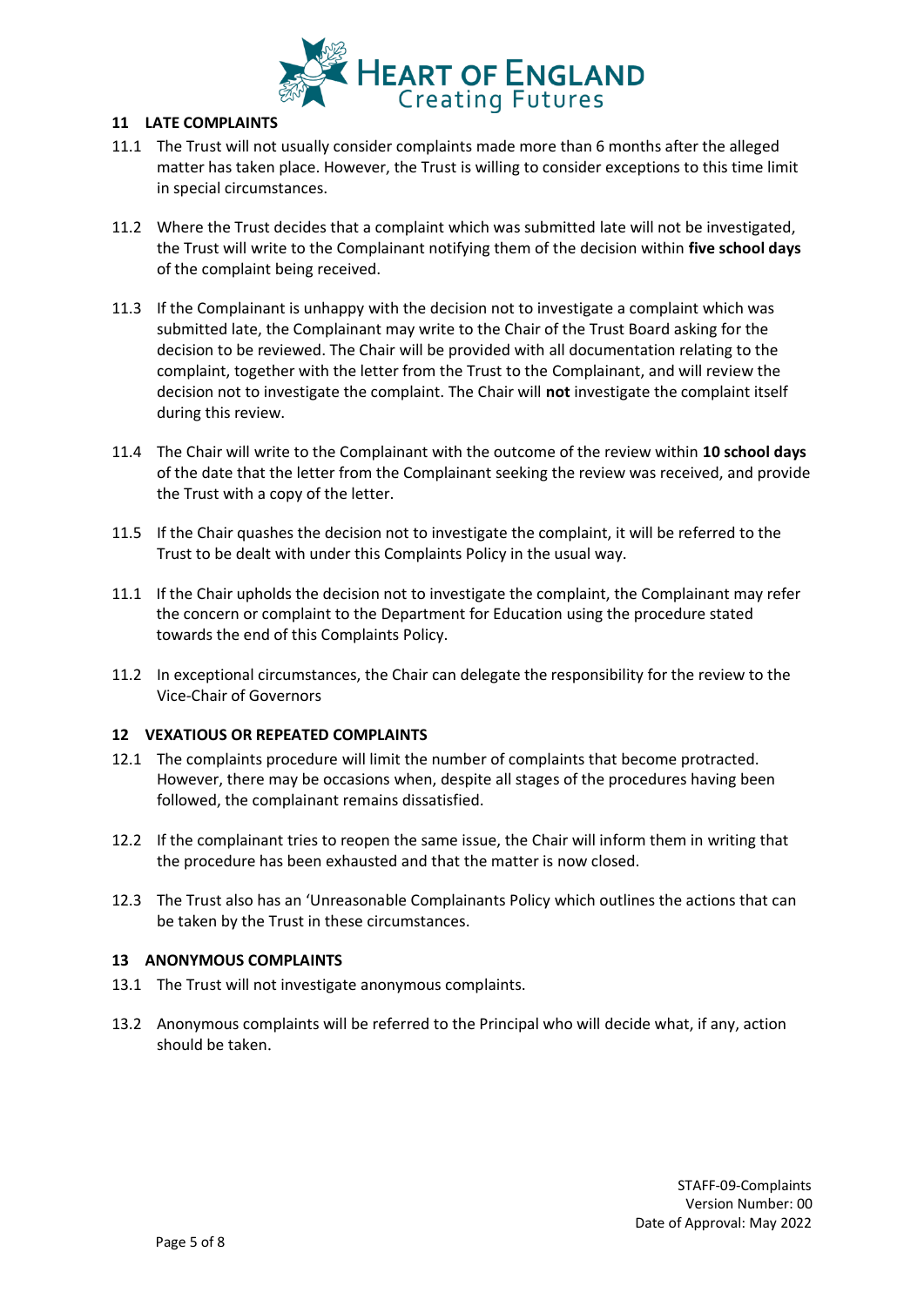## 11 LATE COMPLAINTS

11.1 The Trust will not usually consider complaints made more than 6 months after the alleged matter has taken place. However, the Trust is willing to consider exceptions to this time limit in special circumstances.

11.2 Where the Trust decides that a complaint which was submitted late will not be investigated, the Trust will write to the Complainant notifying them of the decision within **five school days** of the complaint being received.

11.3 If the Complainant is unhappy with the decision not to investigate a complaint which was submitted late, the Complainant may write to the Chair of the Trust Board asking for the decision to be reviewed. The Chair will be provided with all documentation relating to the complaint, together with the letter from the Trust to the Complainant, and will review the decision not to investigate the complaint. The Chair will **not** investigate the complaint itself during this review.

11.4 The Chair will write to the Complainant with the outcome of the review within **10 school days** of the date that the letter from the Complainant seeking the review was received, and provide the Trust with a copy of the letter.

11.5 If the Chair quashes the decision not to investigate the complaint, it will be referred to the Trust to be dealt with under this Complaints Policy in the usual way.

11.1 If the Chair upholds the decision not to investigate the complaint, the Complainant may refer the concern or complaint to the Department for Education using the procedure stated towards the end of this Complaints Policy.

11.2 In exceptional circumstances, the Chair can delegate the responsibility for the review to the Vice-Chair of Governors

## 12 VEXATIOUS OR REPEATED COMPLAINTS

12.1 The complaints procedure will limit the number of complaints that become protracted. However, there may be occasions when, despite all stages of the procedures having been followed, the complainant remains dissatisfied.

12.2 If the complainant tries to reopen the same issue, the Chair will inform them in writing that the procedure has been exhausted and that the matter is now closed.

12.3 The Trust also has an 'Unreasonable Complainants Policy which outlines the actions that can be taken by the Trust in these circumstances.

## 13 ANONYMOUS COMPLAINTS

13.1 The Trust will not investigate anonymous complaints.

13.2 Anonymous complaints will be referred to the Principal who will decide what, if any, action should be taken.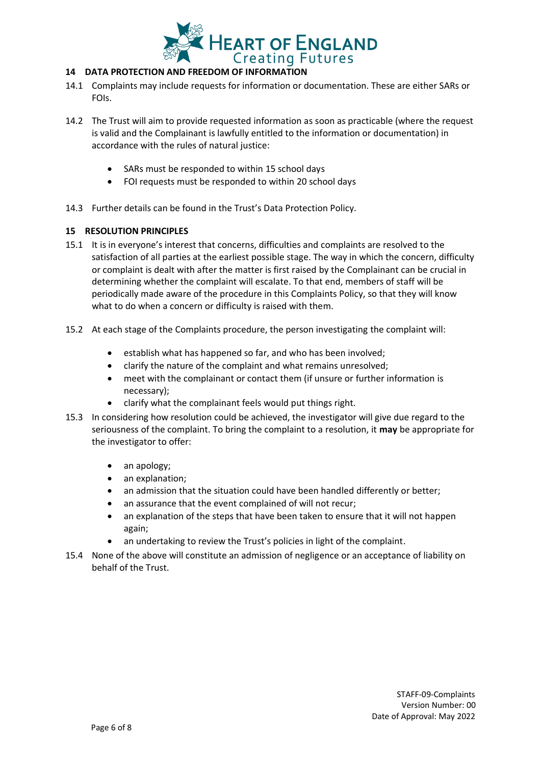## 14 DATA PROTECTION AND FREEDOM OF INFORMATION

14.1 Complaints may include requests for information or documentation. These are either SARs or FOIs.

14.2 The Trust will aim to provide requested information as soon as practicable (where the request is valid and the Complainant is lawfully entitled to the information or documentation) in accordance with the rules of natural justice:

- SARs must be responded to within 15 school days
- FOI requests must be responded to within 20 school days

14.3 Further details can be found in the Trust's Data Protection Policy.

## 15 RESOLUTION PRINCIPLES

15.1 It is in everyone's interest that concerns, difficulties and complaints are resolved to the satisfaction of all parties at the earliest possible stage. The way in which the concern, difficulty or complaint is dealt with after the matter is first raised by the Complainant can be crucial in determining whether the complaint will escalate. To that end, members of staff will be periodically made aware of the procedure in this Complaints Policy, so that they will know what to do when a concern or difficulty is raised with them.

15.2 At each stage of the Complaints procedure, the person investigating the complaint will:

- establish what has happened so far, and who has been involved;
- clarify the nature of the complaint and what remains unresolved;
- meet with the complainant or contact them (if unsure or further information is necessary);
- clarify what the complainant feels would put things right.

15.3 In considering how resolution could be achieved, the investigator will give due regard to the seriousness of the complaint. To bring the complaint to a resolution, it **may** be appropriate for the investigator to offer:

- an apology;
- an explanation;
- an admission that the situation could have been handled differently or better;
- an assurance that the event complained of will not recur;
- an explanation of the steps that have been taken to ensure that it will not happen again;
- an undertaking to review the Trust's policies in light of the complaint.

15.4 None of the above will constitute an admission of negligence or an acceptance of liability on behalf of the Trust.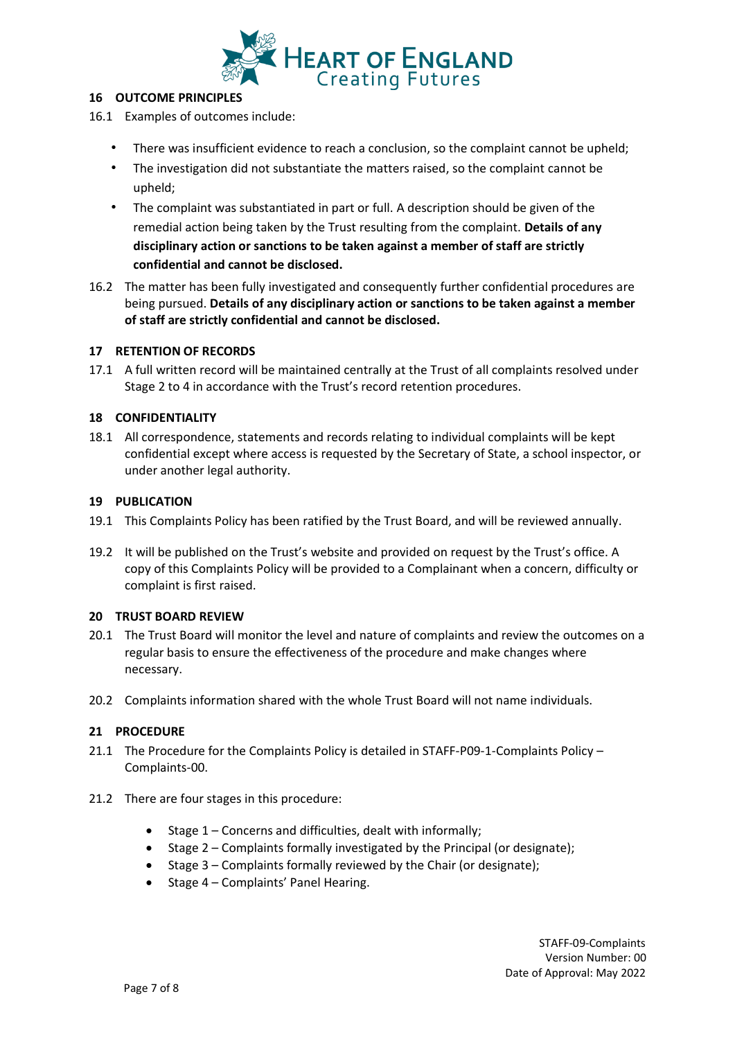## 16 OUTCOME PRINCIPLES

16.1 Examples of outcomes include:

- There was insufficient evidence to reach a conclusion, so the complaint cannot be upheld;
- The investigation did not substantiate the matters raised, so the complaint cannot be upheld;
- The complaint was substantiated in part or full. A description should be given of the remedial action being taken by the Trust resulting from the complaint. **Details of any disciplinary action or sanctions to be taken against a member of staff are strictly confidential and cannot be disclosed.**

16.2 The matter has been fully investigated and consequently further confidential procedures are being pursued. **Details of any disciplinary action or sanctions to be taken against a member of staff are strictly confidential and cannot be disclosed.**

## 17 RETENTION OF RECORDS

17.1 A full written record will be maintained centrally at the Trust of all complaints resolved under Stage 2 to 4 in accordance with the Trust's record retention procedures.

## 18 CONFIDENTIALITY

18.1 All correspondence, statements and records relating to individual complaints will be kept confidential except where access is requested by the Secretary of State, a school inspector, or under another legal authority.

## 19 PUBLICATION

19.1 This Complaints Policy has been ratified by the Trust Board, and will be reviewed annually.

19.2 It will be published on the Trust's website and provided on request by the Trust's office. A copy of this Complaints Policy will be provided to a Complainant when a concern, difficulty or complaint is first raised.

## 20 TRUST BOARD REVIEW

20.1 The Trust Board will monitor the level and nature of complaints and review the outcomes on a regular basis to ensure the effectiveness of the procedure and make changes where necessary.

20.2 Complaints information shared with the whole Trust Board will not name individuals.

## 21 PROCEDURE

21.1 The Procedure for the Complaints Policy is detailed in STAFF-P09-1-Complaints Policy – Complaints-00.

21.2 There are four stages in this procedure:

- Stage 1 – Concerns and difficulties, dealt with informally;
- Stage 2 – Complaints formally investigated by the Principal (or designate);
- Stage 3 – Complaints formally reviewed by the Chair (or designate);
- Stage 4 – Complaints' Panel Hearing.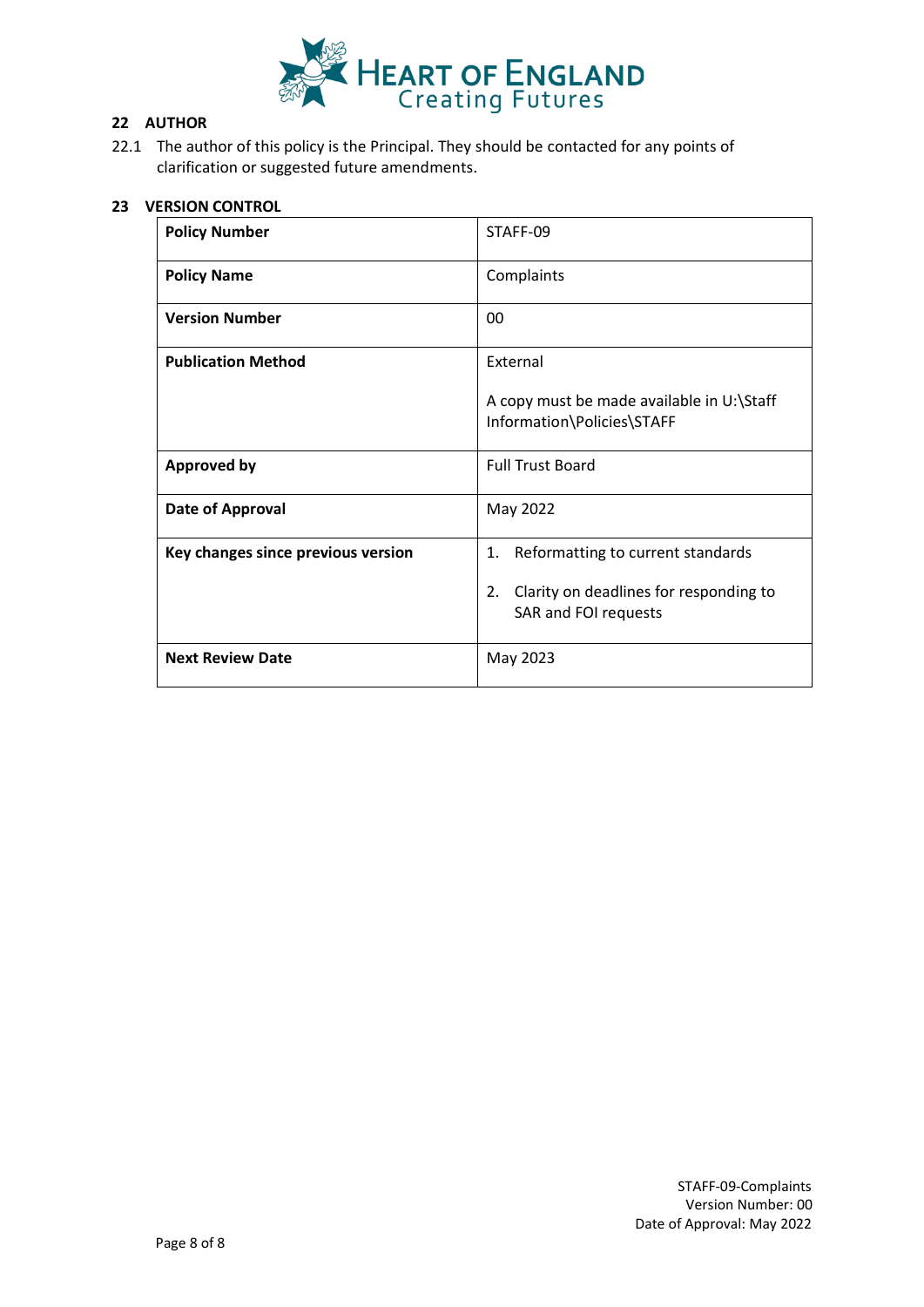## 22 AUTHOR

22.1 The author of this policy is the Principal. They should be contacted for any points of clarification or suggested future amendments.

## 23 VERSION CONTROL

| | |
|---|---|
| **Policy Number** | STAFF-09 |
| **Policy Name** | Complaints |
| **Version Number** | 00 |
| **Publication Method** | External<br><br>A copy must be made available in U:\Staff Information\Policies\STAFF |
| **Approved by** | Full Trust Board |
| **Date of Approval** | May 2022 |
| **Key changes since previous version** | 1. Reformatting to current standards<br><br>2. Clarity on deadlines for responding to SAR and FOI requests |
| **Next Review Date** | May 2023 |